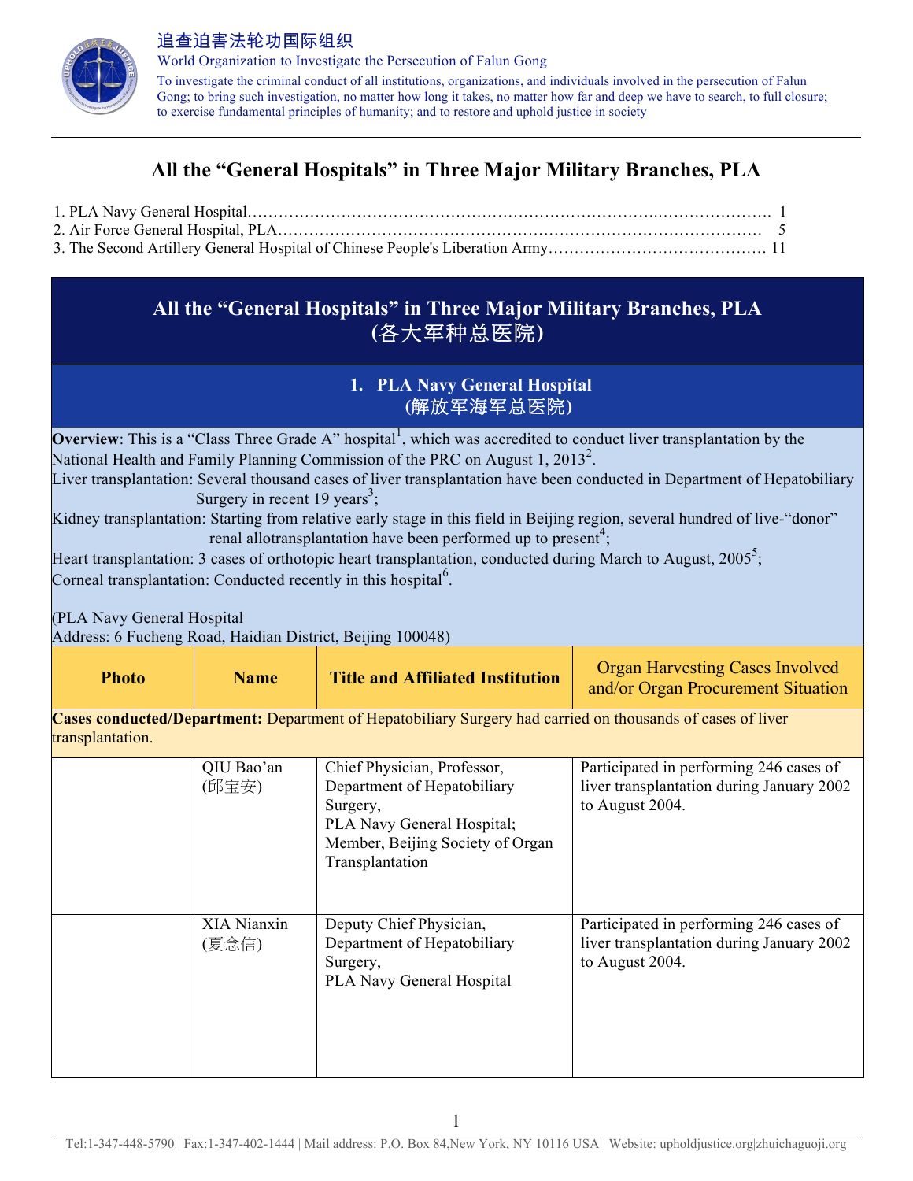追查迫害法轮功国际组织
World Organization to Investigate the Persecution of Falun Gong
To investigate the criminal conduct of all institutions, organizations, and individuals involved in the persecution of Falun Gong; to bring such investigation, no matter how long it takes, no matter how far and deep we have to search, to full closure; to exercise fundamental principles of humanity; and to restore and uphold justice in society

# All the "General Hospitals" in Three Major Military Branches, PLA

1. PLA Navy General Hospital……………………………………………………………………………………. 1
2. Air Force General Hospital, PLA………………………………………………………………………………… 5
3. The Second Artillery General Hospital of Chinese People's Liberation Army…………………………………… 11

## All the "General Hospitals" in Three Major Military Branches, PLA (各大军种总医院)

### 1. PLA Navy General Hospital (解放军海军总医院)

**Overview**: This is a "Class Three Grade A" hospital[1], which was accredited to conduct liver transplantation by the National Health and Family Planning Commission of the PRC on August 1, 2013[2].

Liver transplantation: Several thousand cases of liver transplantation have been conducted in Department of Hepatobiliary Surgery in recent 19 years[3];

Kidney transplantation: Starting from relative early stage in this field in Beijing region, several hundred of live-"donor" renal allotransplantation have been performed up to present[4];

Heart transplantation: 3 cases of orthotopic heart transplantation, conducted during March to August, 2005[5];

Corneal transplantation: Conducted recently in this hospital[6].

(PLA Navy General Hospital
Address: 6 Fucheng Road, Haidian District, Beijing 100048)

| Photo | Name | Title and Affiliated Institution | Organ Harvesting Cases Involved and/or Organ Procurement Situation |
|---|---|---|---|
| **Cases conducted/Department:** Department of Hepatobiliary Surgery had carried on thousands of cases of liver transplantation. | | | |
| | QIU Bao'an (邱宝安) | Chief Physician, Professor, Department of Hepatobiliary Surgery, PLA Navy General Hospital; Member, Beijing Society of Organ Transplantation | Participated in performing 246 cases of liver transplantation during January 2002 to August 2004. |
| | XIA Nianxin (夏念信) | Deputy Chief Physician, Department of Hepatobiliary Surgery, PLA Navy General Hospital | Participated in performing 246 cases of liver transplantation during January 2002 to August 2004. |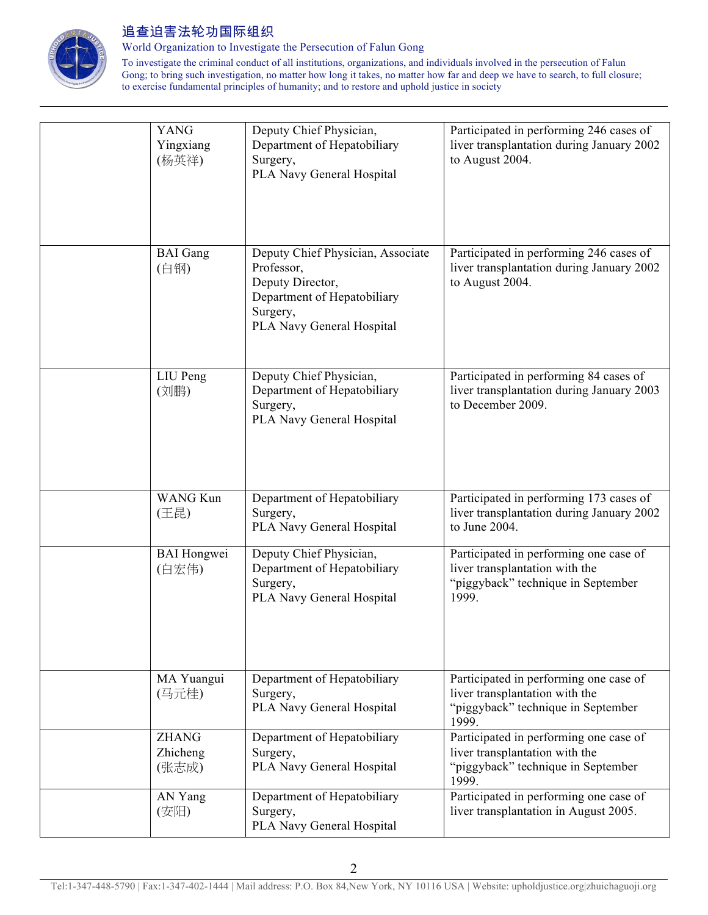| | | | |
|---|---|---|---|
| | YANG Yingxiang (杨英祥) | Deputy Chief Physician, Department of Hepatobiliary Surgery, PLA Navy General Hospital | Participated in performing 246 cases of liver transplantation during January 2002 to August 2004. |
| | BAI Gang (白钢) | Deputy Chief Physician, Associate Professor, Deputy Director, Department of Hepatobiliary Surgery, PLA Navy General Hospital | Participated in performing 246 cases of liver transplantation during January 2002 to August 2004. |
| | LIU Peng (刘鹏) | Deputy Chief Physician, Department of Hepatobiliary Surgery, PLA Navy General Hospital | Participated in performing 84 cases of liver transplantation during January 2003 to December 2009. |
| | WANG Kun (王昆) | Department of Hepatobiliary Surgery, PLA Navy General Hospital | Participated in performing 173 cases of liver transplantation during January 2002 to June 2004. |
| | BAI Hongwei (白宏伟) | Deputy Chief Physician, Department of Hepatobiliary Surgery, PLA Navy General Hospital | Participated in performing one case of liver transplantation with the "piggyback" technique in September 1999. |
| | MA Yuangui (马元桂) | Department of Hepatobiliary Surgery, PLA Navy General Hospital | Participated in performing one case of liver transplantation with the "piggyback" technique in September 1999. |
| | ZHANG Zhicheng (张志成) | Department of Hepatobiliary Surgery, PLA Navy General Hospital | Participated in performing one case of liver transplantation with the "piggyback" technique in September 1999. |
| | AN Yang (安阳) | Department of Hepatobiliary Surgery, PLA Navy General Hospital | Participated in performing one case of liver transplantation in August 2005. |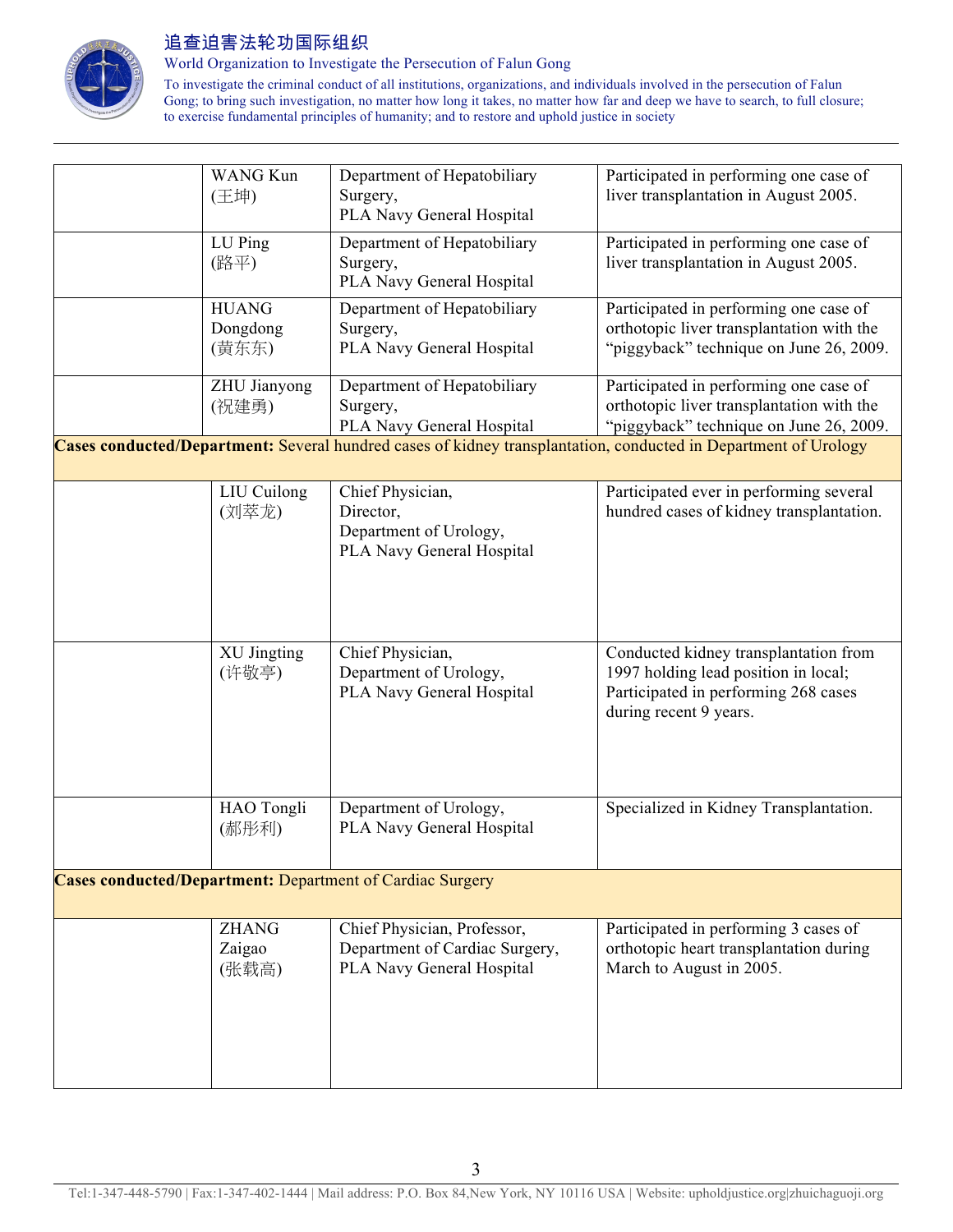| | | | |
|---|---|---|---|
| | WANG Kun (王坤) | Department of Hepatobiliary Surgery, PLA Navy General Hospital | Participated in performing one case of liver transplantation in August 2005. |
| | LU Ping (路平) | Department of Hepatobiliary Surgery, PLA Navy General Hospital | Participated in performing one case of liver transplantation in August 2005. |
| | HUANG Dongdong (黄东东) | Department of Hepatobiliary Surgery, PLA Navy General Hospital | Participated in performing one case of orthotopic liver transplantation with the "piggyback" technique on June 26, 2009. |
| | ZHU Jianyong (祝建勇) | Department of Hepatobiliary Surgery, PLA Navy General Hospital | Participated in performing one case of orthotopic liver transplantation with the "piggyback" technique on June 26, 2009. |
| **Cases conducted/Department:** Several hundred cases of kidney transplantation, conducted in Department of Urology | | | |
| | LIU Cuilong (刘萃龙) | Chief Physician, Director, Department of Urology, PLA Navy General Hospital | Participated ever in performing several hundred cases of kidney transplantation. |
| | XU Jingting (许敬亭) | Chief Physician, Department of Urology, PLA Navy General Hospital | Conducted kidney transplantation from 1997 holding lead position in local; Participated in performing 268 cases during recent 9 years. |
| | HAO Tongli (郝彤利) | Department of Urology, PLA Navy General Hospital | Specialized in Kidney Transplantation. |
| **Cases conducted/Department:** Department of Cardiac Surgery | | | |
| | ZHANG Zaigao (张载高) | Chief Physician, Professor, Department of Cardiac Surgery, PLA Navy General Hospital | Participated in performing 3 cases of orthotopic heart transplantation during March to August in 2005. |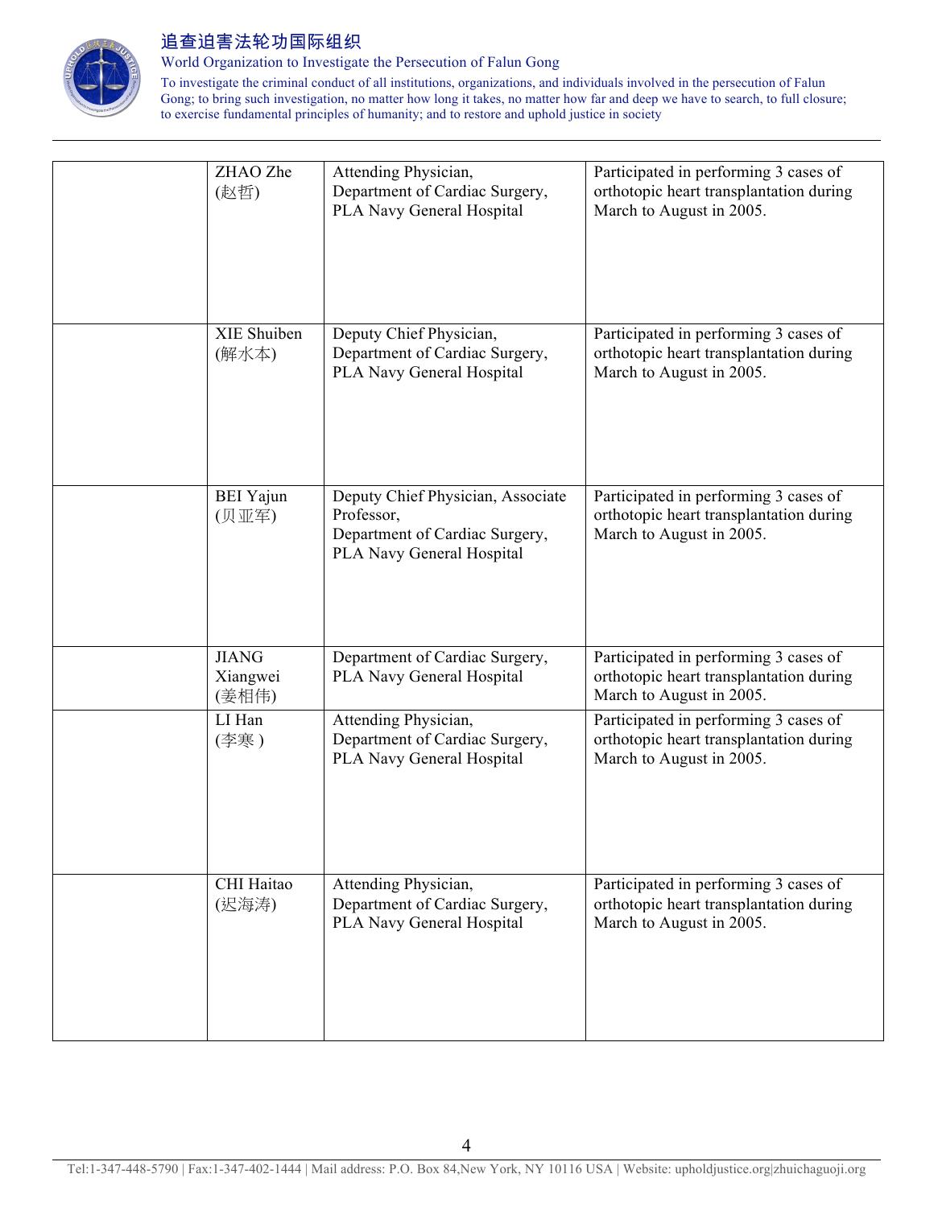| | | | |
|---|---|---|---|
| | ZHAO Zhe (赵哲) | Attending Physician, Department of Cardiac Surgery, PLA Navy General Hospital | Participated in performing 3 cases of orthotopic heart transplantation during March to August in 2005. |
| | XIE Shuiben (解水本) | Deputy Chief Physician, Department of Cardiac Surgery, PLA Navy General Hospital | Participated in performing 3 cases of orthotopic heart transplantation during March to August in 2005. |
| | BEI Yajun (贝亚军) | Deputy Chief Physician, Associate Professor, Department of Cardiac Surgery, PLA Navy General Hospital | Participated in performing 3 cases of orthotopic heart transplantation during March to August in 2005. |
| | JIANG Xiangwei (姜相伟) | Department of Cardiac Surgery, PLA Navy General Hospital | Participated in performing 3 cases of orthotopic heart transplantation during March to August in 2005. |
| | LI Han (李寒 ) | Attending Physician, Department of Cardiac Surgery, PLA Navy General Hospital | Participated in performing 3 cases of orthotopic heart transplantation during March to August in 2005. |
| | CHI Haitao (迟海涛) | Attending Physician, Department of Cardiac Surgery, PLA Navy General Hospital | Participated in performing 3 cases of orthotopic heart transplantation during March to August in 2005. |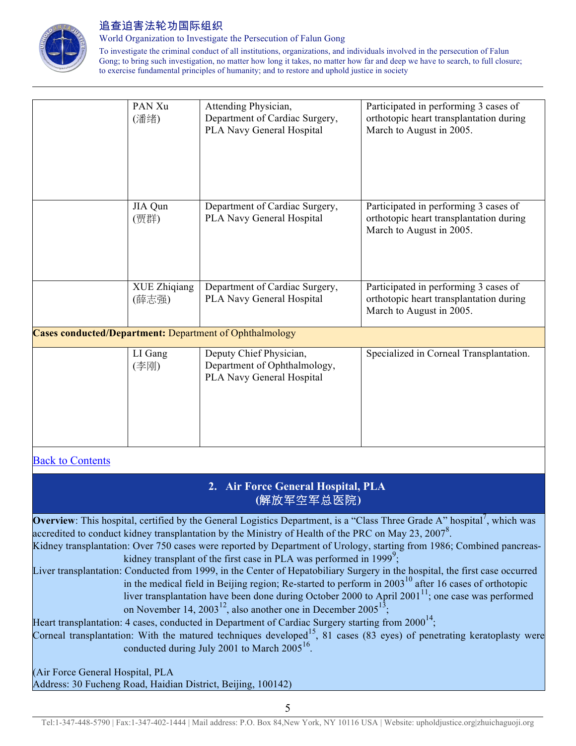| | | | |
|---|---|---|---|
| | PAN Xu (潘绪) | Attending Physician, Department of Cardiac Surgery, PLA Navy General Hospital | Participated in performing 3 cases of orthotopic heart transplantation during March to August in 2005. |
| | JIA Qun (贾群) | Department of Cardiac Surgery, PLA Navy General Hospital | Participated in performing 3 cases of orthotopic heart transplantation during March to August in 2005. |
| | XUE Zhiqiang (薛志强) | Department of Cardiac Surgery, PLA Navy General Hospital | Participated in performing 3 cases of orthotopic heart transplantation during March to August in 2005. |
| **Cases conducted/Department:** Department of Ophthalmology | | | |
| | LI Gang (李刚) | Deputy Chief Physician, Department of Ophthalmology, PLA Navy General Hospital | Specialized in Corneal Transplantation. |

[Back to Contents](#)

## 2. Air Force General Hospital, PLA (解放军空军总医院)

**Overview**: This hospital, certified by the General Logistics Department, is a "Class Three Grade A" hospital[7], which was accredited to conduct kidney transplantation by the Ministry of Health of the PRC on May 23, 2007[8].

Kidney transplantation: Over 750 cases were reported by Department of Urology, starting from 1986; Combined pancreas-kidney transplant of the first case in PLA was performed in 1999[9];

Liver transplantation: Conducted from 1999, in the Center of Hepatobiliary Surgery in the hospital, the first case occurred in the medical field in Beijing region; Re-started to perform in 2003[10] after 16 cases of orthotopic liver transplantation have been done during October 2000 to April 2001[11]; one case was performed on November 14, 2003[12], also another one in December 2005[13];

Heart transplantation: 4 cases, conducted in Department of Cardiac Surgery starting from 2000[14];

Corneal transplantation: With the matured techniques developed[15], 81 cases (83 eyes) of penetrating keratoplasty were conducted during July 2001 to March 2005[16].

(Air Force General Hospital, PLA
Address: 30 Fucheng Road, Haidian District, Beijing, 100142)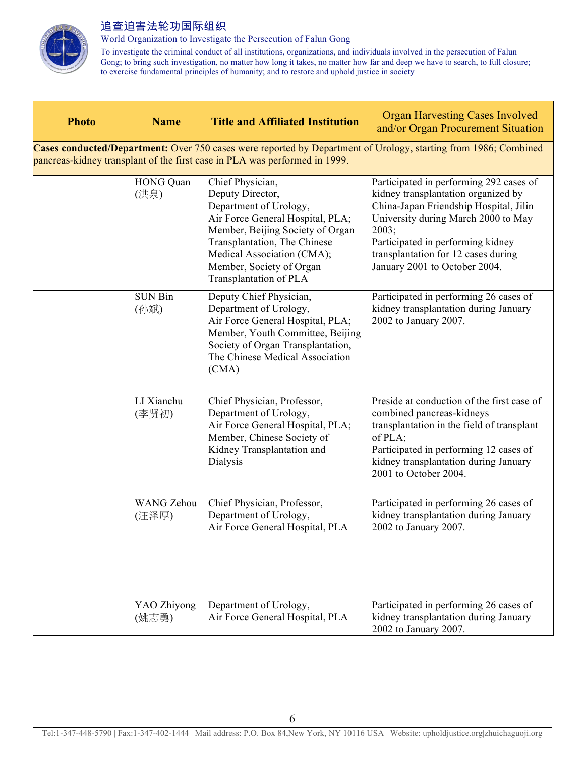| Photo | Name | Title and Affiliated Institution | Organ Harvesting Cases Involved and/or Organ Procurement Situation |
|---|---|---|---|
| **Cases conducted/Department:** Over 750 cases were reported by Department of Urology, starting from 1986; Combined pancreas-kidney transplant of the first case in PLA was performed in 1999. | | | |
| | HONG Quan (洪泉) | Chief Physician, Deputy Director, Department of Urology, Air Force General Hospital, PLA; Member, Beijing Society of Organ Transplantation, The Chinese Medical Association (CMA); Member, Society of Organ Transplantation of PLA | Participated in performing 292 cases of kidney transplantation organized by China-Japan Friendship Hospital, Jilin University during March 2000 to May 2003; Participated in performing kidney transplantation for 12 cases during January 2001 to October 2004. |
| | SUN Bin (孙斌) | Deputy Chief Physician, Department of Urology, Air Force General Hospital, PLA; Member, Youth Committee, Beijing Society of Organ Transplantation, The Chinese Medical Association (CMA) | Participated in performing 26 cases of kidney transplantation during January 2002 to January 2007. |
| | LI Xianchu (李贤初) | Chief Physician, Professor, Department of Urology, Air Force General Hospital, PLA; Member, Chinese Society of Kidney Transplantation and Dialysis | Preside at conduction of the first case of combined pancreas-kidneys transplantation in the field of transplant of PLA; Participated in performing 12 cases of kidney transplantation during January 2001 to October 2004. |
| | WANG Zehou (汪泽厚) | Chief Physician, Professor, Department of Urology, Air Force General Hospital, PLA | Participated in performing 26 cases of kidney transplantation during January 2002 to January 2007. |
| | YAO Zhiyong (姚志勇) | Department of Urology, Air Force General Hospital, PLA | Participated in performing 26 cases of kidney transplantation during January 2002 to January 2007. |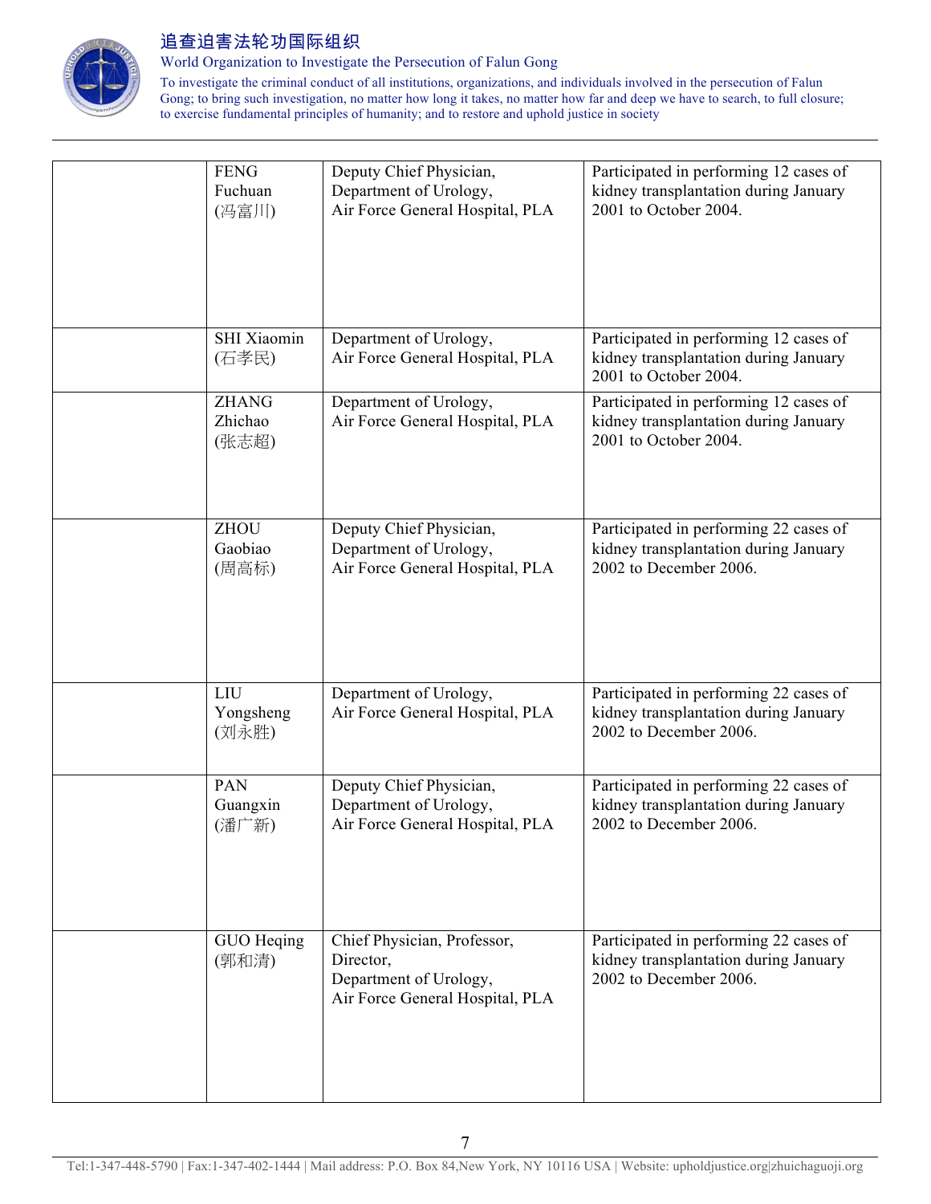| | | | |
|---|---|---|---|
| | FENG Fuchuan (冯富川) | Deputy Chief Physician, Department of Urology, Air Force General Hospital, PLA | Participated in performing 12 cases of kidney transplantation during January 2001 to October 2004. |
| | SHI Xiaomin (石孝民) | Department of Urology, Air Force General Hospital, PLA | Participated in performing 12 cases of kidney transplantation during January 2001 to October 2004. |
| | ZHANG Zhichao (张志超) | Department of Urology, Air Force General Hospital, PLA | Participated in performing 12 cases of kidney transplantation during January 2001 to October 2004. |
| | ZHOU Gaobiao (周高标) | Deputy Chief Physician, Department of Urology, Air Force General Hospital, PLA | Participated in performing 22 cases of kidney transplantation during January 2002 to December 2006. |
| | LIU Yongsheng (刘永胜) | Department of Urology, Air Force General Hospital, PLA | Participated in performing 22 cases of kidney transplantation during January 2002 to December 2006. |
| | PAN Guangxin (潘广新) | Deputy Chief Physician, Department of Urology, Air Force General Hospital, PLA | Participated in performing 22 cases of kidney transplantation during January 2002 to December 2006. |
| | GUO Heqing (郭和清) | Chief Physician, Professor, Director, Department of Urology, Air Force General Hospital, PLA | Participated in performing 22 cases of kidney transplantation during January 2002 to December 2006. |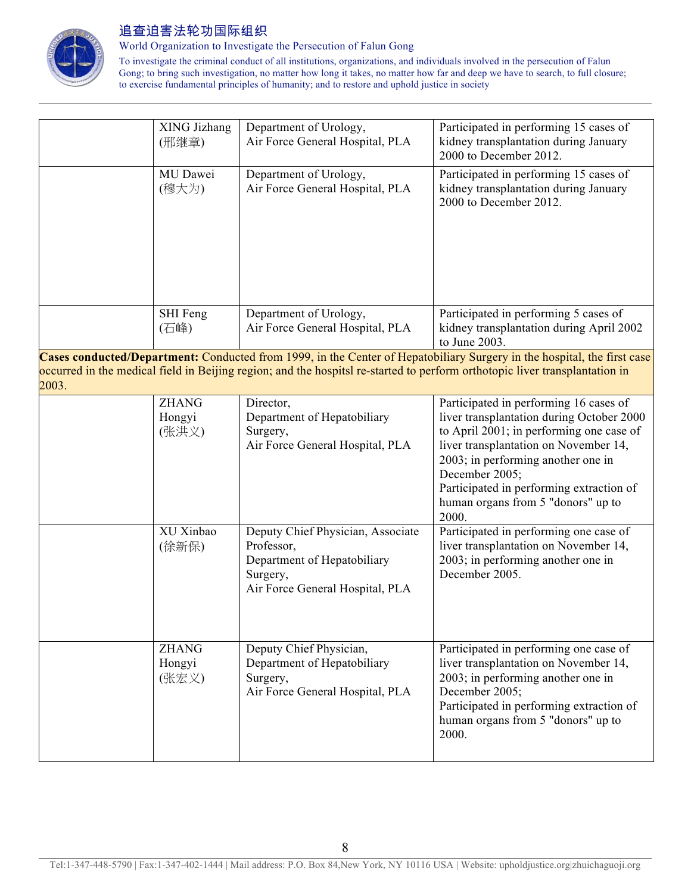| | | | |
|---|---|---|---|
| | XING Jizhang (邢继章) | Department of Urology, Air Force General Hospital, PLA | Participated in performing 15 cases of kidney transplantation during January 2000 to December 2012. |
| | MU Dawei (穆大为) | Department of Urology, Air Force General Hospital, PLA | Participated in performing 15 cases of kidney transplantation during January 2000 to December 2012. |
| | SHI Feng (石峰) | Department of Urology, Air Force General Hospital, PLA | Participated in performing 5 cases of kidney transplantation during April 2002 to June 2003. |
| **Cases conducted/Department:** Conducted from 1999, in the Center of Hepatobiliary Surgery in the hospital, the first case occurred in the medical field in Beijing region; and the hospitsl re-started to perform orthotopic liver transplantation in 2003. | | | |
| | ZHANG Hongyi (张洪义) | Director, Department of Hepatobiliary Surgery, Air Force General Hospital, PLA | Participated in performing 16 cases of liver transplantation during October 2000 to April 2001; in performing one case of liver transplantation on November 14, 2003; in performing another one in December 2005; Participated in performing extraction of human organs from 5 "donors" up to 2000. |
| | XU Xinbao (徐新保) | Deputy Chief Physician, Associate Professor, Department of Hepatobiliary Surgery, Air Force General Hospital, PLA | Participated in performing one case of liver transplantation on November 14, 2003; in performing another one in December 2005. |
| | ZHANG Hongyi (张宏义) | Deputy Chief Physician, Department of Hepatobiliary Surgery, Air Force General Hospital, PLA | Participated in performing one case of liver transplantation on November 14, 2003; in performing another one in December 2005; Participated in performing extraction of human organs from 5 "donors" up to 2000. |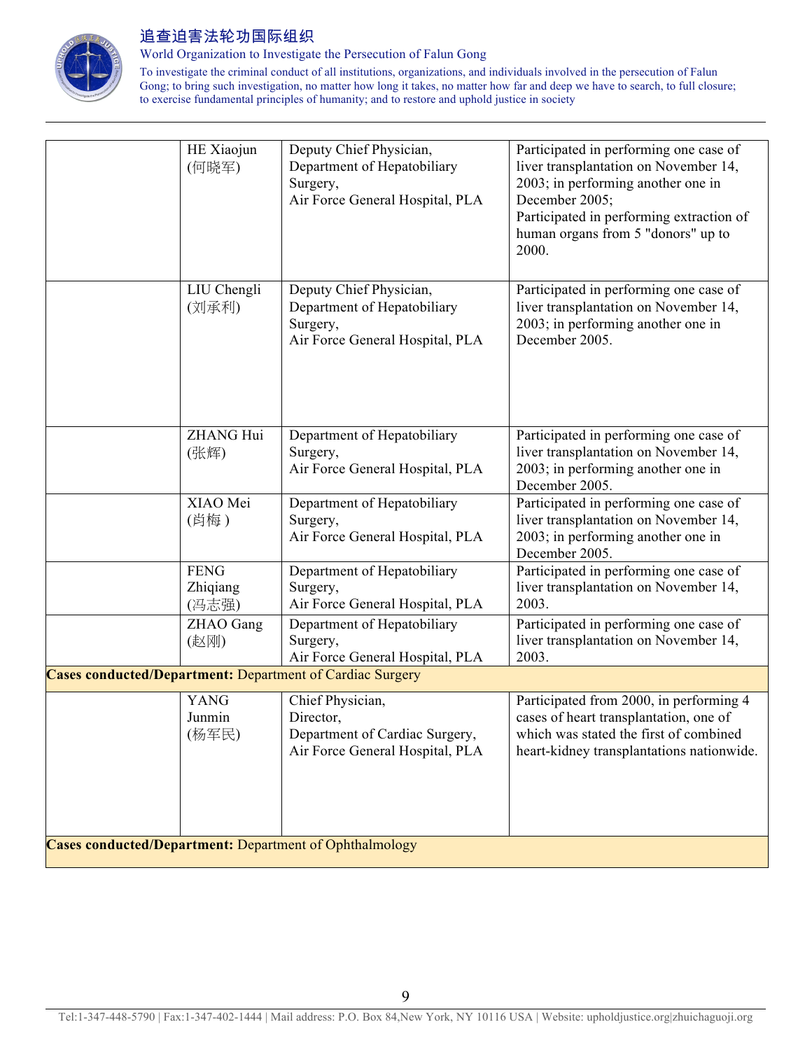| | | | |
|---|---|---|---|
| | HE Xiaojun (何晓军) | Deputy Chief Physician, Department of Hepatobiliary Surgery, Air Force General Hospital, PLA | Participated in performing one case of liver transplantation on November 14, 2003; in performing another one in December 2005; Participated in performing extraction of human organs from 5 "donors" up to 2000. |
| | LIU Chengli (刘承利) | Deputy Chief Physician, Department of Hepatobiliary Surgery, Air Force General Hospital, PLA | Participated in performing one case of liver transplantation on November 14, 2003; in performing another one in December 2005. |
| | ZHANG Hui (张辉) | Department of Hepatobiliary Surgery, Air Force General Hospital, PLA | Participated in performing one case of liver transplantation on November 14, 2003; in performing another one in December 2005. |
| | XIAO Mei (肖梅 ) | Department of Hepatobiliary Surgery, Air Force General Hospital, PLA | Participated in performing one case of liver transplantation on November 14, 2003; in performing another one in December 2005. |
| | FENG Zhiqiang (冯志强) | Department of Hepatobiliary Surgery, Air Force General Hospital, PLA | Participated in performing one case of liver transplantation on November 14, 2003. |
| | ZHAO Gang (赵刚) | Department of Hepatobiliary Surgery, Air Force General Hospital, PLA | Participated in performing one case of liver transplantation on November 14, 2003. |
| **Cases conducted/Department:** Department of Cardiac Surgery | | | |
| | YANG Junmin (杨军民) | Chief Physician, Director, Department of Cardiac Surgery, Air Force General Hospital, PLA | Participated from 2000, in performing 4 cases of heart transplantation, one of which was stated the first of combined heart-kidney transplantations nationwide. |
| **Cases conducted/Department:** Department of Ophthalmology | | | |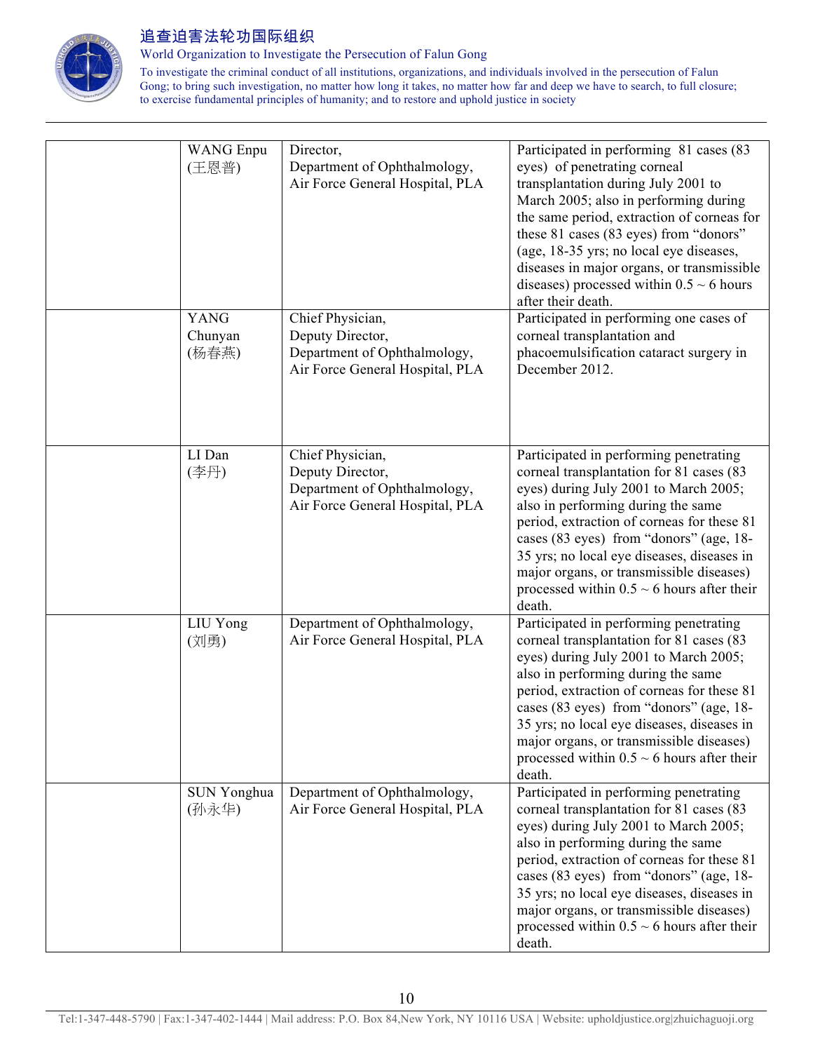|  |  |  |  |
|---|---|---|---|
|  | WANG Enpu (王恩普) | Director, Department of Ophthalmology, Air Force General Hospital, PLA | Participated in performing 81 cases (83 eyes) of penetrating corneal transplantation during July 2001 to March 2005; also in performing during the same period, extraction of corneas for these 81 cases (83 eyes) from "donors" (age, 18-35 yrs; no local eye diseases, diseases in major organs, or transmissible diseases) processed within 0.5 ~ 6 hours after their death. |
|  | YANG Chunyan (杨春燕) | Chief Physician, Deputy Director, Department of Ophthalmology, Air Force General Hospital, PLA | Participated in performing one cases of corneal transplantation and phacoemulsification cataract surgery in December 2012. |
|  | LI Dan (李丹) | Chief Physician, Deputy Director, Department of Ophthalmology, Air Force General Hospital, PLA | Participated in performing penetrating corneal transplantation for 81 cases (83 eyes) during July 2001 to March 2005; also in performing during the same period, extraction of corneas for these 81 cases (83 eyes) from "donors" (age, 18-35 yrs; no local eye diseases, diseases in major organs, or transmissible diseases) processed within 0.5 ~ 6 hours after their death. |
|  | LIU Yong (刘勇) | Department of Ophthalmology, Air Force General Hospital, PLA | Participated in performing penetrating corneal transplantation for 81 cases (83 eyes) during July 2001 to March 2005; also in performing during the same period, extraction of corneas for these 81 cases (83 eyes) from "donors" (age, 18-35 yrs; no local eye diseases, diseases in major organs, or transmissible diseases) processed within 0.5 ~ 6 hours after their death. |
|  | SUN Yonghua (孙永华) | Department of Ophthalmology, Air Force General Hospital, PLA | Participated in performing penetrating corneal transplantation for 81 cases (83 eyes) during July 2001 to March 2005; also in performing during the same period, extraction of corneas for these 81 cases (83 eyes) from "donors" (age, 18-35 yrs; no local eye diseases, diseases in major organs, or transmissible diseases) processed within 0.5 ~ 6 hours after their death. |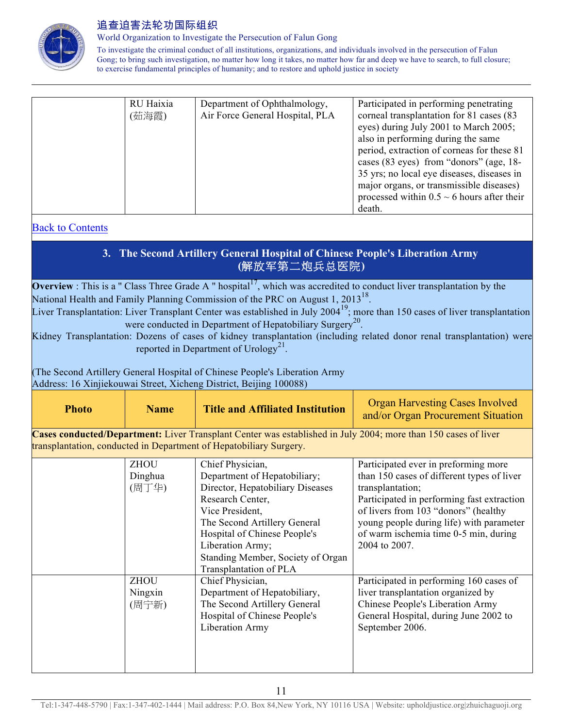| | RU Haixia (茹海霞) | Department of Ophthalmology, Air Force General Hospital, PLA | Participated in performing penetrating corneal transplantation for 81 cases (83 eyes) during July 2001 to March 2005; also in performing during the same period, extraction of corneas for these 81 cases (83 eyes) from "donors" (age, 18-35 yrs; no local eye diseases, diseases in major organs, or transmissible diseases) processed within 0.5 ~ 6 hours after their death. |
|---|---|---|---|

Back to Contents

## 3. The Second Artillery General Hospital of Chinese People's Liberation Army (解放军第二炮兵总医院)

**Overview** : This is a " Class Three Grade A " hospital[17], which was accredited to conduct liver transplantation by the National Health and Family Planning Commission of the PRC on August 1, 2013[18].

Liver Transplantation: Liver Transplant Center was established in July 2004[19]; more than 150 cases of liver transplantation were conducted in Department of Hepatobiliary Surgery[20].

Kidney Transplantation: Dozens of cases of kidney transplantation (including related donor renal transplantation) were reported in Department of Urology[21].

(The Second Artillery General Hospital of Chinese People's Liberation Army
Address: 16 Xinjiekouwai Street, Xicheng District, Beijing 100088)

| Photo | Name | Title and Affiliated Institution | Organ Harvesting Cases Involved and/or Organ Procurement Situation |
|---|---|---|---|
| **Cases conducted/Department:** Liver Transplant Center was established in July 2004; more than 150 cases of liver transplantation, conducted in Department of Hepatobiliary Surgery. | | | |
| | ZHOU Dinghua (周丁华) | Chief Physician, Department of Hepatobiliary; Director, Hepatobiliary Diseases Research Center, Vice President, The Second Artillery General Hospital of Chinese People's Liberation Army; Standing Member, Society of Organ Transplantation of PLA | Participated ever in preforming more than 150 cases of different types of liver transplantation; Participated in performing fast extraction of livers from 103 "donors" (healthy young people during life) with parameter of warm ischemia time 0-5 min, during 2004 to 2007. |
| | ZHOU Ningxin (周宁新) | Chief Physician, Department of Hepatobiliary, The Second Artillery General Hospital of Chinese People's Liberation Army | Participated in performing 160 cases of liver transplantation organized by Chinese People's Liberation Army General Hospital, during June 2002 to September 2006. |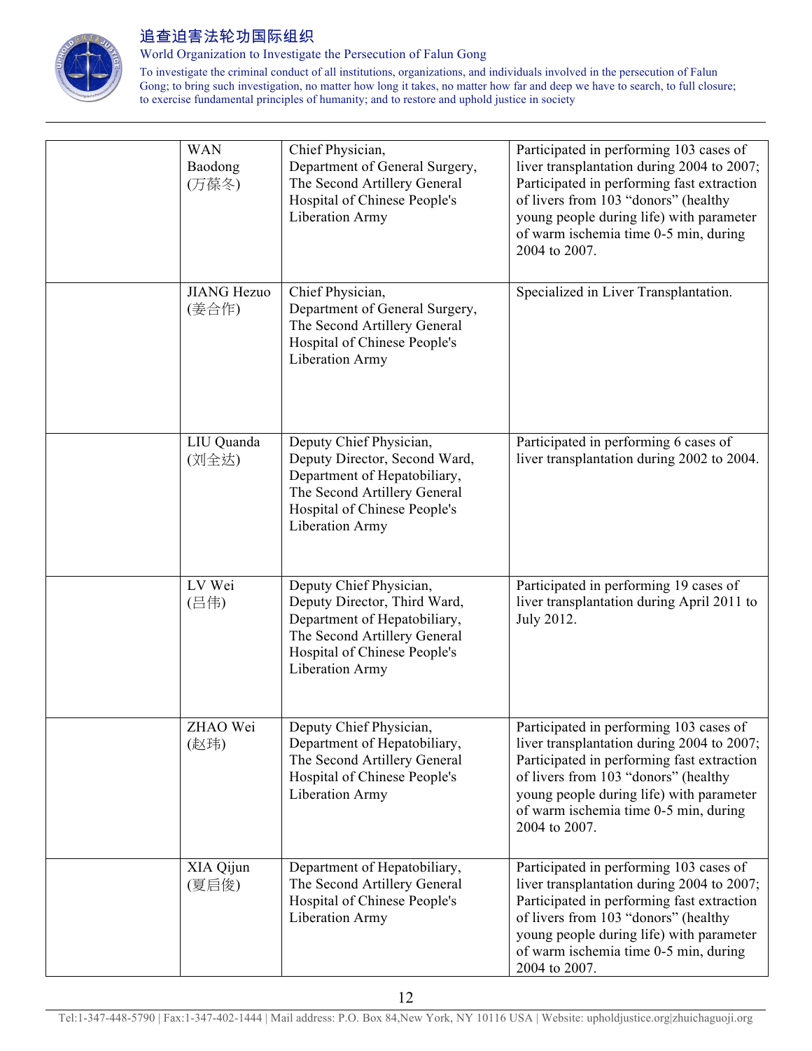| | | | |
|---|---|---|---|
| | WAN Baodong (万葆冬) | Chief Physician, Department of General Surgery, The Second Artillery General Hospital of Chinese People's Liberation Army | Participated in performing 103 cases of liver transplantation during 2004 to 2007; Participated in performing fast extraction of livers from 103 "donors" (healthy young people during life) with parameter of warm ischemia time 0-5 min, during 2004 to 2007. |
| | JIANG Hezuo (姜合作) | Chief Physician, Department of General Surgery, The Second Artillery General Hospital of Chinese People's Liberation Army | Specialized in Liver Transplantation. |
| | LIU Quanda (刘全达) | Deputy Chief Physician, Deputy Director, Second Ward, Department of Hepatobiliary, The Second Artillery General Hospital of Chinese People's Liberation Army | Participated in performing 6 cases of liver transplantation during 2002 to 2004. |
| | LV Wei (吕伟) | Deputy Chief Physician, Deputy Director, Third Ward, Department of Hepatobiliary, The Second Artillery General Hospital of Chinese People's Liberation Army | Participated in performing 19 cases of liver transplantation during April 2011 to July 2012. |
| | ZHAO Wei (赵玮) | Deputy Chief Physician, Department of Hepatobiliary, The Second Artillery General Hospital of Chinese People's Liberation Army | Participated in performing 103 cases of liver transplantation during 2004 to 2007; Participated in performing fast extraction of livers from 103 "donors" (healthy young people during life) with parameter of warm ischemia time 0-5 min, during 2004 to 2007. |
| | XIA Qijun (夏启俊) | Department of Hepatobiliary, The Second Artillery General Hospital of Chinese People's Liberation Army | Participated in performing 103 cases of liver transplantation during 2004 to 2007; Participated in performing fast extraction of livers from 103 "donors" (healthy young people during life) with parameter of warm ischemia time 0-5 min, during 2004 to 2007. |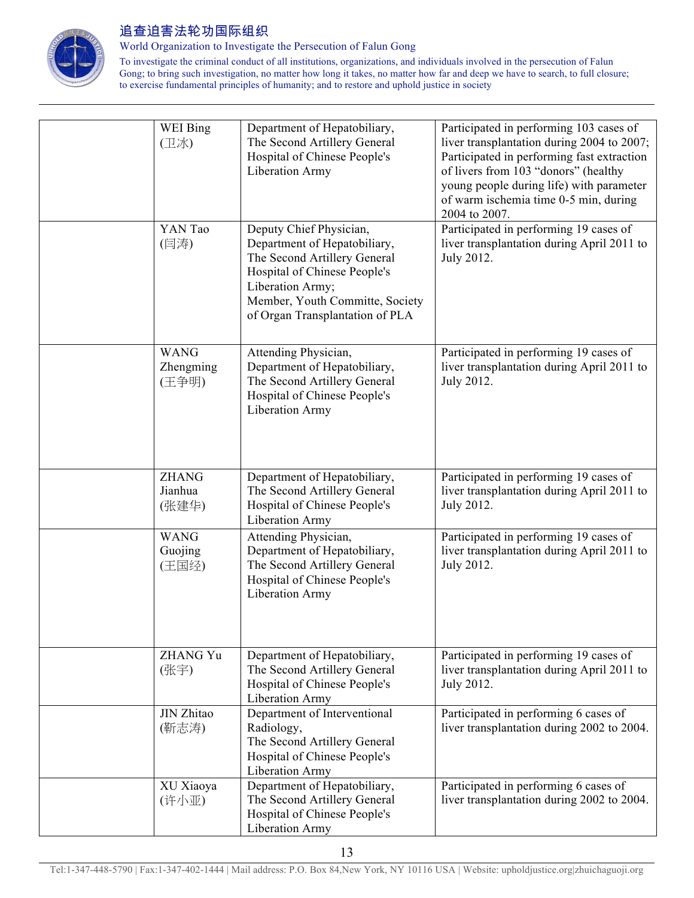| | | | |
|---|---|---|---|
| | WEI Bing (卫冰) | Department of Hepatobiliary, The Second Artillery General Hospital of Chinese People's Liberation Army | Participated in performing 103 cases of liver transplantation during 2004 to 2007; Participated in performing fast extraction of livers from 103 "donors" (healthy young people during life) with parameter of warm ischemia time 0-5 min, during 2004 to 2007. |
| | YAN Tao (闫涛) | Deputy Chief Physician, Department of Hepatobiliary, The Second Artillery General Hospital of Chinese People's Liberation Army; Member, Youth Committe, Society of Organ Transplantation of PLA | Participated in performing 19 cases of liver transplantation during April 2011 to July 2012. |
| | WANG Zhengming (王争明) | Attending Physician, Department of Hepatobiliary, The Second Artillery General Hospital of Chinese People's Liberation Army | Participated in performing 19 cases of liver transplantation during April 2011 to July 2012. |
| | ZHANG Jianhua (张建华) | Department of Hepatobiliary, The Second Artillery General Hospital of Chinese People's Liberation Army | Participated in performing 19 cases of liver transplantation during April 2011 to July 2012. |
| | WANG Guojing (王国经) | Attending Physician, Department of Hepatobiliary, The Second Artillery General Hospital of Chinese People's Liberation Army | Participated in performing 19 cases of liver transplantation during April 2011 to July 2012. |
| | ZHANG Yu (张宇) | Department of Hepatobiliary, The Second Artillery General Hospital of Chinese People's Liberation Army | Participated in performing 19 cases of liver transplantation during April 2011 to July 2012. |
| | JIN Zhitao (靳志涛) | Department of Interventional Radiology, The Second Artillery General Hospital of Chinese People's Liberation Army | Participated in performing 6 cases of liver transplantation during 2002 to 2004. |
| | XU Xiaoya (许小亚) | Department of Hepatobiliary, The Second Artillery General Hospital of Chinese People's Liberation Army | Participated in performing 6 cases of liver transplantation during 2002 to 2004. |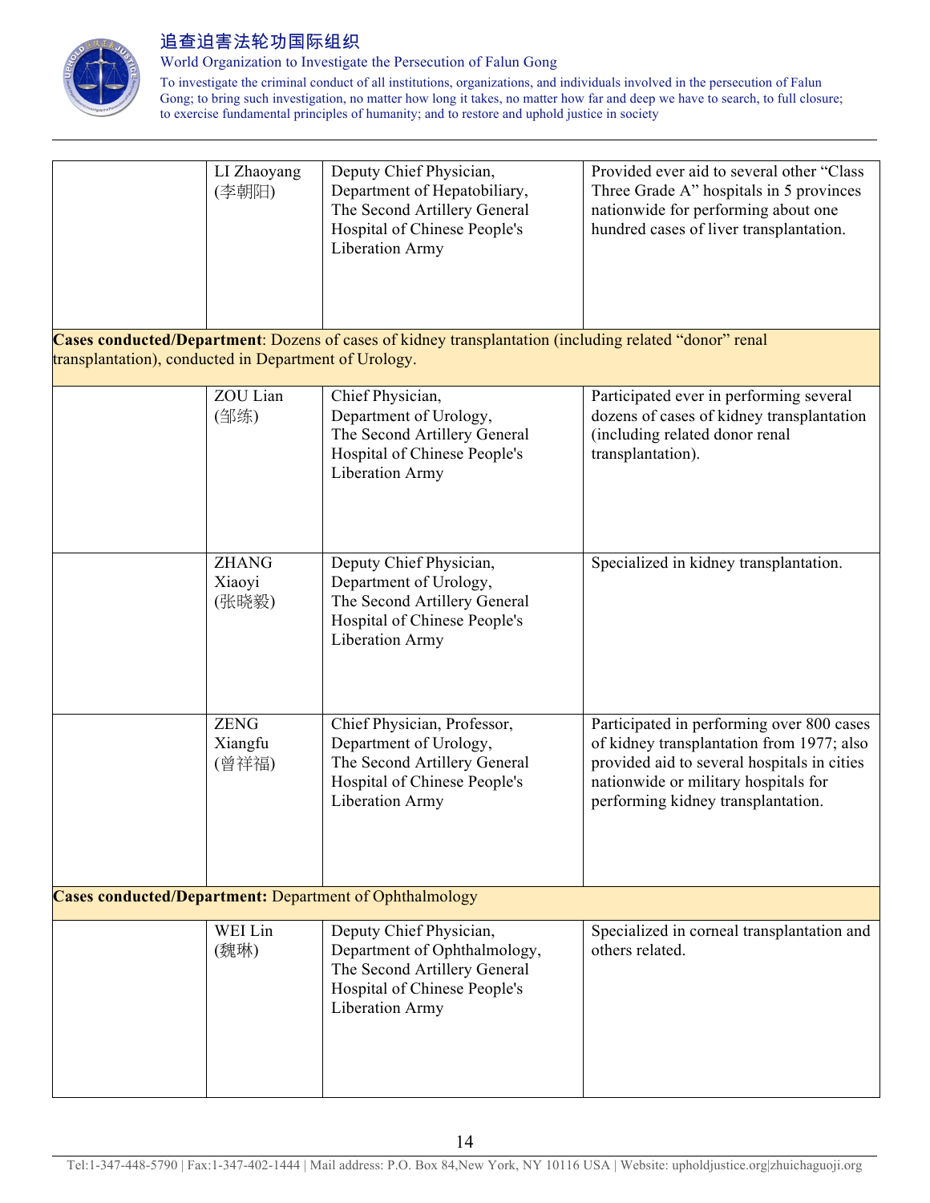| | | | |
|---|---|---|---|
| | LI Zhaoyang (李朝阳) | Deputy Chief Physician, Department of Hepatobiliary, The Second Artillery General Hospital of Chinese People's Liberation Army | Provided ever aid to several other "Class Three Grade A" hospitals in 5 provinces nationwide for performing about one hundred cases of liver transplantation. |
| **Cases conducted/Department**: Dozens of cases of kidney transplantation (including related "donor" renal transplantation), conducted in Department of Urology. | | | |
| | ZOU Lian (邹练) | Chief Physician, Department of Urology, The Second Artillery General Hospital of Chinese People's Liberation Army | Participated ever in performing several dozens of cases of kidney transplantation (including related donor renal transplantation). |
| | ZHANG Xiaoyi (张晓毅) | Deputy Chief Physician, Department of Urology, The Second Artillery General Hospital of Chinese People's Liberation Army | Specialized in kidney transplantation. |
| | ZENG Xiangfu (曾祥福) | Chief Physician, Professor, Department of Urology, The Second Artillery General Hospital of Chinese People's Liberation Army | Participated in performing over 800 cases of kidney transplantation from 1977; also provided aid to several hospitals in cities nationwide or military hospitals for performing kidney transplantation. |
| **Cases conducted/Department:** Department of Ophthalmology | | | |
| | WEI Lin (魏琳) | Deputy Chief Physician, Department of Ophthalmology, The Second Artillery General Hospital of Chinese People's Liberation Army | Specialized in corneal transplantation and others related. |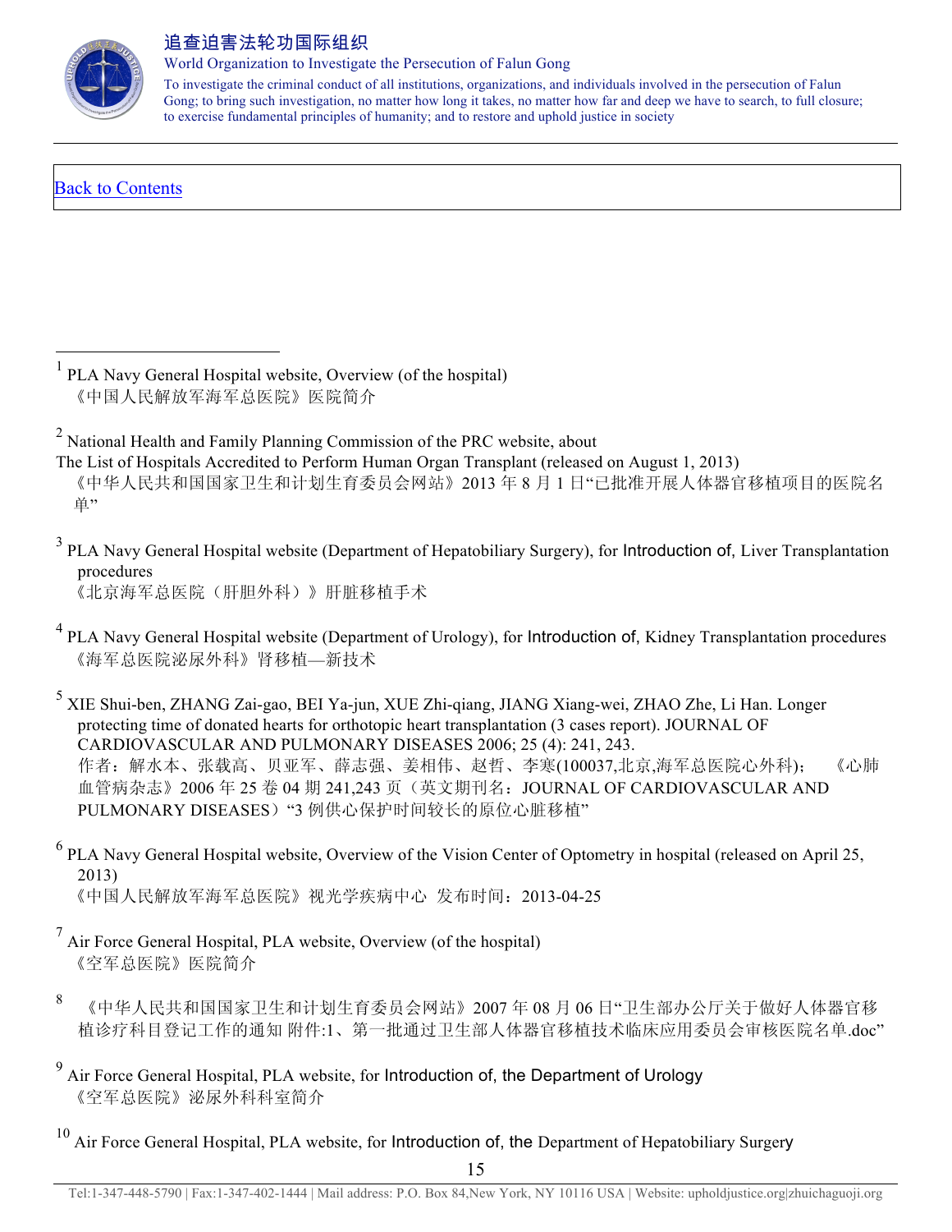[Back to Contents](#)

---

[1] PLA Navy General Hospital website, Overview (of the hospital)
《中国人民解放军海军总医院》医院简介

[2] National Health and Family Planning Commission of the PRC website, about
The List of Hospitals Accredited to Perform Human Organ Transplant (released on August 1, 2013)
《中华人民共和国国家卫生和计划生育委员会网站》2013 年 8 月 1 日"已批准开展人体器官移植项目的医院名单"

[3] PLA Navy General Hospital website (Department of Hepatobiliary Surgery), for Introduction of, Liver Transplantation procedures
《北京海军总医院（肝胆外科）》肝脏移植手术

[4] PLA Navy General Hospital website (Department of Urology), for Introduction of, Kidney Transplantation procedures
《海军总医院泌尿外科》肾移植—新技术

[5] XIE Shui-ben, ZHANG Zai-gao, BEI Ya-jun, XUE Zhi-qiang, JIANG Xiang-wei, ZHAO Zhe, Li Han. Longer protecting time of donated hearts for orthotopic heart transplantation (3 cases report). JOURNAL OF CARDIOVASCULAR AND PULMONARY DISEASES 2006; 25 (4): 241, 243.
作者：解水本、张载高、贝亚军、薛志强、姜相伟、赵哲、李寒(100037,北京,海军总医院心外科)；《心肺血管病杂志》2006 年 25 卷 04 期 241,243 页（英文期刊名：JOURNAL OF CARDIOVASCULAR AND PULMONARY DISEASES）"3 例供心保护时间较长的原位心脏移植"

[6] PLA Navy General Hospital website, Overview of the Vision Center of Optometry in hospital (released on April 25, 2013)
《中国人民解放军海军总医院》视光学疾病中心 发布时间：2013-04-25

[7] Air Force General Hospital, PLA website, Overview (of the hospital)
《空军总医院》医院简介

[8] 《中华人民共和国国家卫生和计划生育委员会网站》2007 年 08 月 06 日"卫生部办公厅关于做好人体器官移植诊疗科目登记工作的通知 附件:1、第一批通过卫生部人体器官移植技术临床应用委员会审核医院名单.doc"

[9] Air Force General Hospital, PLA website, for Introduction of, the Department of Urology
《空军总医院》泌尿外科科室简介

[10] Air Force General Hospital, PLA website, for Introduction of, the Department of Hepatobiliary Surgery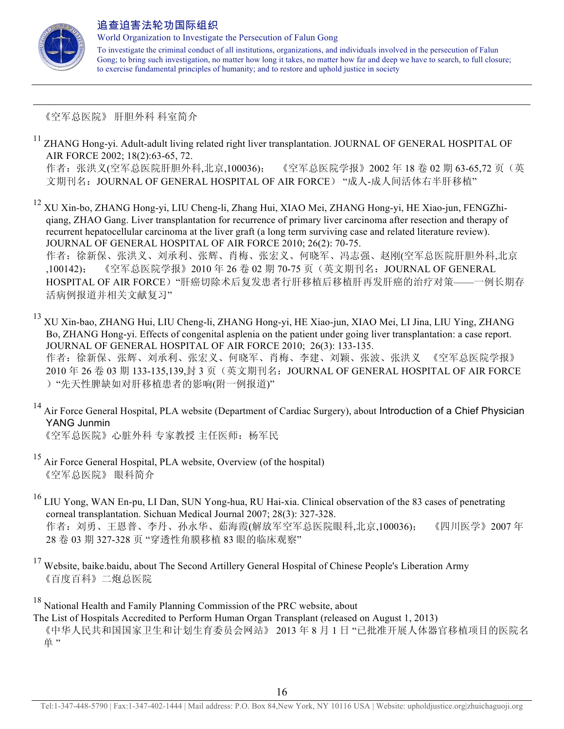《空军总医院》 肝胆外科 科室简介

[11] ZHANG Hong-yi. Adult-adult living related right liver transplantation. JOURNAL OF GENERAL HOSPITAL OF AIR FORCE 2002; 18(2):63-65, 72.
作者：张洪义(空军总医院肝胆外科,北京,100036)； 《空军总医院学报》2002 年 18 卷 02 期 63-65,72 页（英文期刊名：JOURNAL OF GENERAL HOSPITAL OF AIR FORCE） "成人-成人间活体右半肝移植"

[12] XU Xin-bo, ZHANG Hong-yi, LIU Cheng-li, Zhang Hui, XIAO Mei, ZHANG Hong-yi, HE Xiao-jun, FENGZhi-qiang, ZHAO Gang. Liver transplantation for recurrence of primary liver carcinoma after resection and therapy of recurrent hepatocellular carcinoma at the liver graft (a long term surviving case and related literature review). JOURNAL OF GENERAL HOSPITAL OF AIR FORCE 2010; 26(2): 70-75.
作者：徐新保、张洪义、刘承利、张辉、肖梅、张宏义、何晓军、冯志强、赵刚(空军总医院肝胆外科,北京,100142)； 《空军总医院学报》2010 年 26 卷 02 期 70-75 页（英文期刊名：JOURNAL OF GENERAL HOSPITAL OF AIR FORCE）"肝癌切除术后复发患者行肝移植后移植肝再发肝癌的治疗对策——一例长期存活病例报道并相关文献复习"

[13] XU Xin-bao, ZHANG Hui, LIU Cheng-li, ZHANG Hong-yi, HE Xiao-jun, XIAO Mei, LI Jina, LIU Ying, ZHANG Bo, ZHANG Hong-yi. Effects of congenital asplenia on the patient under going liver transplantation: a case report. JOURNAL OF GENERAL HOSPITAL OF AIR FORCE 2010; 26(3): 133-135.
作者：徐新保、张辉、刘承利、张宏义、何晓军、肖梅、李建、刘颖、张波、张洪义 《空军总医院学报》2010 年 26 卷 03 期 133-135,139,封 3 页（英文期刊名：JOURNAL OF GENERAL HOSPITAL OF AIR FORCE）"先天性脾缺如对肝移植患者的影响(附一例报道)"

[14] Air Force General Hospital, PLA website (Department of Cardiac Surgery), about Introduction of a Chief Physician YANG Junmin
《空军总医院》心脏外科 专家教授 主任医师：杨军民

[15] Air Force General Hospital, PLA website, Overview (of the hospital)
《空军总医院》 眼科简介

[16] LIU Yong, WAN En-pu, LI Dan, SUN Yong-hua, RU Hai-xia. Clinical observation of the 83 cases of penetrating corneal transplantation. Sichuan Medical Journal 2007; 28(3): 327-328.
作者：刘勇、王恩普、李丹、孙永华、茹海霞(解放军空军总医院眼科,北京,100036)； 《四川医学》2007 年 28 卷 03 期 327-328 页 "穿透性角膜移植 83 眼的临床观察"

[17] Website, baike.baidu, about The Second Artillery General Hospital of Chinese People's Liberation Army
《百度百科》二炮总医院

[18] National Health and Family Planning Commission of the PRC website, about
The List of Hospitals Accredited to Perform Human Organ Transplant (released on August 1, 2013)
《中华人民共和国国家卫生和计划生育委员会网站》 2013 年 8 月 1 日 "已批准开展人体器官移植项目的医院名单 "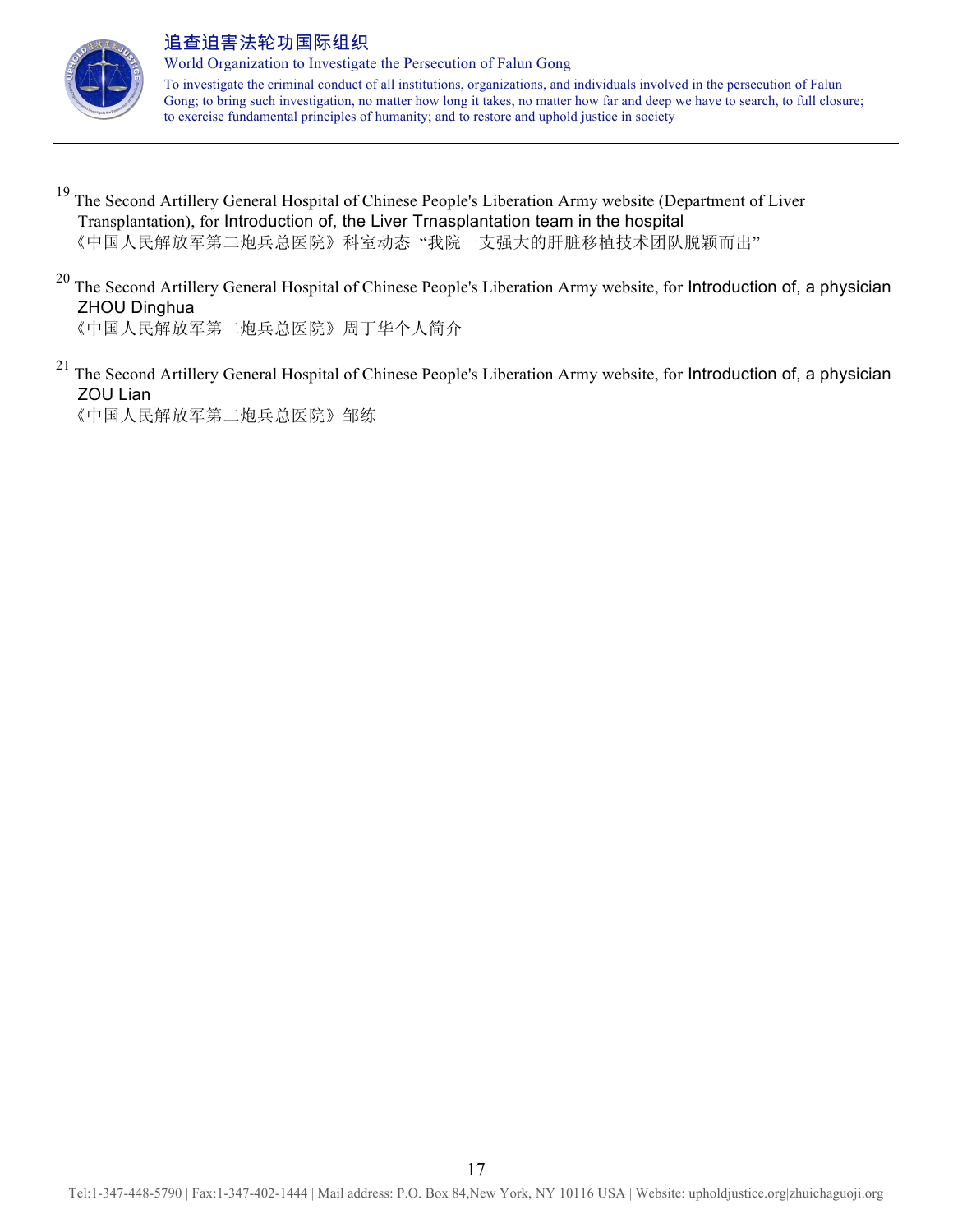[19] The Second Artillery General Hospital of Chinese People's Liberation Army website (Department of Liver Transplantation), for Introduction of, the Liver Trnasplantation team in the hospital
《中国人民解放军第二炮兵总医院》科室动态 "我院一支强大的肝脏移植技术团队脱颖而出"

[20] The Second Artillery General Hospital of Chinese People's Liberation Army website, for Introduction of, a physician ZHOU Dinghua
《中国人民解放军第二炮兵总医院》周丁华个人简介

[21] The Second Artillery General Hospital of Chinese People's Liberation Army website, for Introduction of, a physician ZOU Lian
《中国人民解放军第二炮兵总医院》邹练